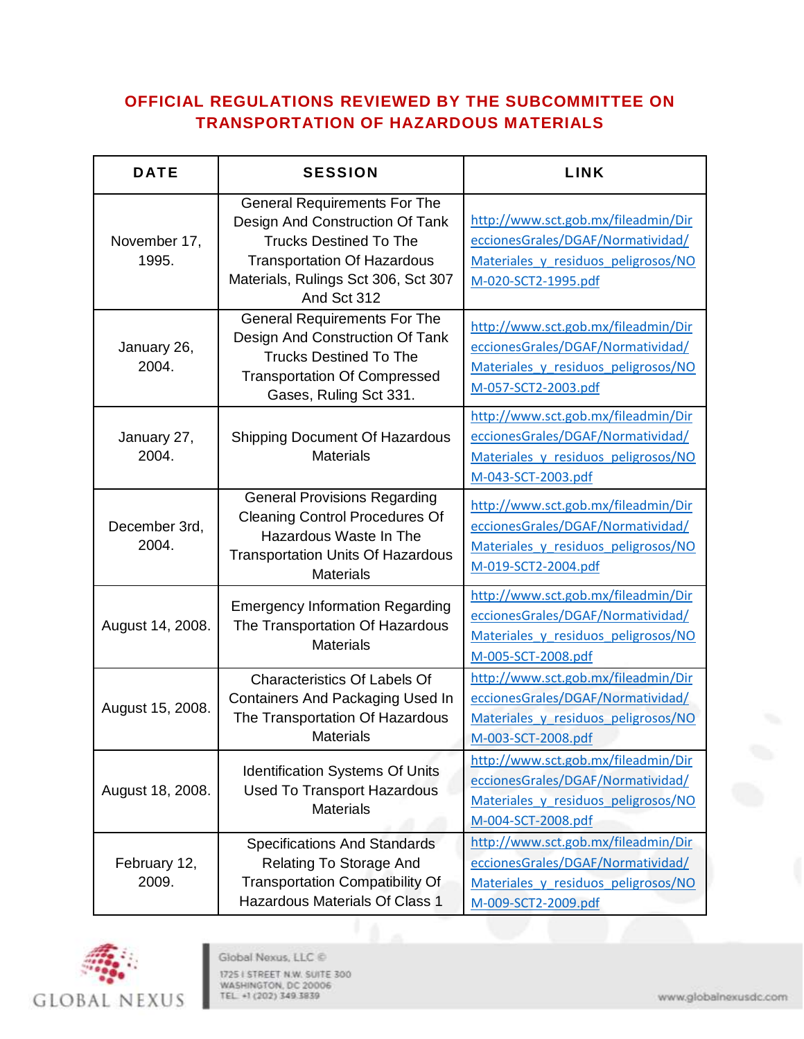# OFFICIAL REGULATIONS REVIEWED BY THE SUBCOMMITTEE ON TRANSPORTATION OF HAZARDOUS MATERIALS

| DATE | SESSION | LINK |
|---|---|---|
| November 17, 1995. | General Requirements For The Design And Construction Of Tank Trucks Destined To The Transportation Of Hazardous Materials, Rulings Sct 306, Sct 307 And Sct 312 | http://www.sct.gob.mx/fileadmin/DireccionesGrales/DGAF/Normatividad/Materiales_y_residuos_peligrosos/NOM-020-SCT2-1995.pdf |
| January 26, 2004. | General Requirements For The Design And Construction Of Tank Trucks Destined To The Transportation Of Compressed Gases, Ruling Sct 331. | http://www.sct.gob.mx/fileadmin/DireccionesGrales/DGAF/Normatividad/Materiales_y_residuos_peligrosos/NOM-057-SCT2-2003.pdf |
| January 27, 2004. | Shipping Document Of Hazardous Materials | http://www.sct.gob.mx/fileadmin/DireccionesGrales/DGAF/Normatividad/Materiales_y_residuos_peligrosos/NOM-043-SCT-2003.pdf |
| December 3rd, 2004. | General Provisions Regarding Cleaning Control Procedures Of Hazardous Waste In The Transportation Units Of Hazardous Materials | http://www.sct.gob.mx/fileadmin/DireccionesGrales/DGAF/Normatividad/Materiales_y_residuos_peligrosos/NOM-019-SCT2-2004.pdf |
| August 14, 2008. | Emergency Information Regarding The Transportation Of Hazardous Materials | http://www.sct.gob.mx/fileadmin/DireccionesGrales/DGAF/Normatividad/Materiales_y_residuos_peligrosos/NOM-005-SCT-2008.pdf |
| August 15, 2008. | Characteristics Of Labels Of Containers And Packaging Used In The Transportation Of Hazardous Materials | http://www.sct.gob.mx/fileadmin/DireccionesGrales/DGAF/Normatividad/Materiales_y_residuos_peligrosos/NOM-003-SCT-2008.pdf |
| August 18, 2008. | Identification Systems Of Units Used To Transport Hazardous Materials | http://www.sct.gob.mx/fileadmin/DireccionesGrales/DGAF/Normatividad/Materiales_y_residuos_peligrosos/NOM-004-SCT-2008.pdf |
| February 12, 2009. | Specifications And Standards Relating To Storage And Transportation Compatibility Of Hazardous Materials Of Class 1 | http://www.sct.gob.mx/fileadmin/DireccionesGrales/DGAF/Normatividad/Materiales_y_residuos_peligrosos/NOM-009-SCT2-2009.pdf |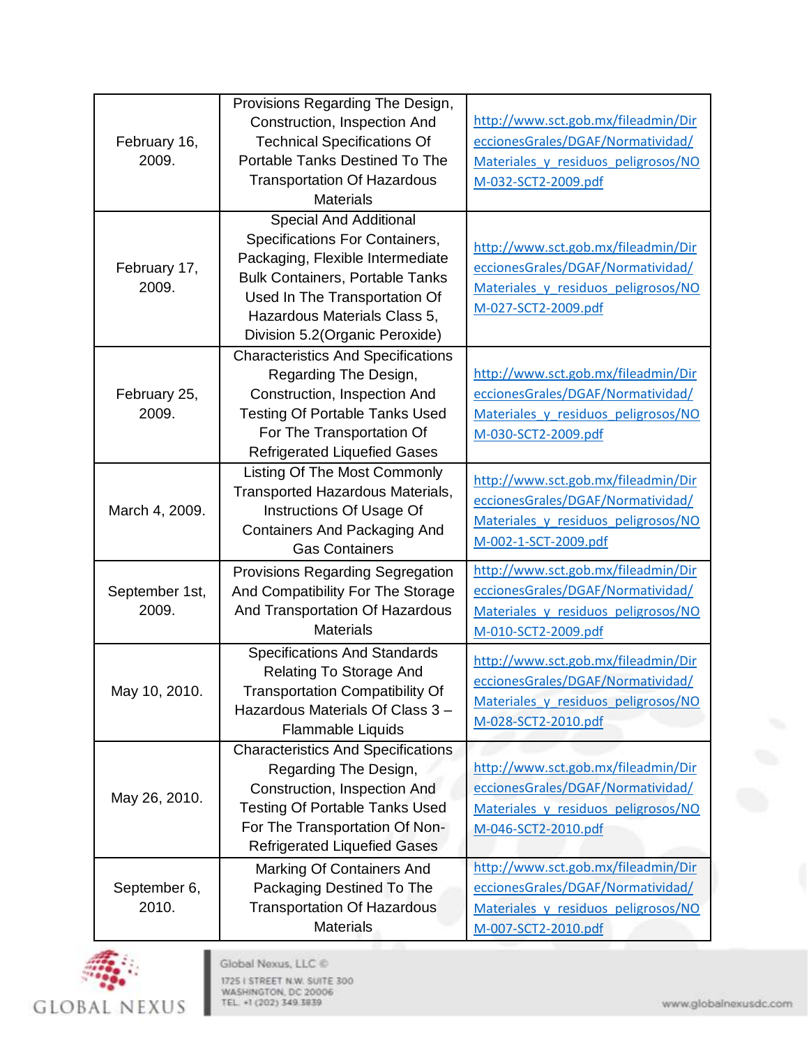| | | |
|---|---|---|
| February 16, 2009. | Provisions Regarding The Design, Construction, Inspection And Technical Specifications Of Portable Tanks Destined To The Transportation Of Hazardous Materials | http://www.sct.gob.mx/fileadmin/DireccionesGrales/DGAF/Normatividad/Materiales_y_residuos_peligrosos/NOM-032-SCT2-2009.pdf |
| February 17, 2009. | Special And Additional Specifications For Containers, Packaging, Flexible Intermediate Bulk Containers, Portable Tanks Used In The Transportation Of Hazardous Materials Class 5, Division 5.2(Organic Peroxide) | http://www.sct.gob.mx/fileadmin/DireccionesGrales/DGAF/Normatividad/Materiales_y_residuos_peligrosos/NOM-027-SCT2-2009.pdf |
| February 25, 2009. | Characteristics And Specifications Regarding The Design, Construction, Inspection And Testing Of Portable Tanks Used For The Transportation Of Refrigerated Liquefied Gases | http://www.sct.gob.mx/fileadmin/DireccionesGrales/DGAF/Normatividad/Materiales_y_residuos_peligrosos/NOM-030-SCT2-2009.pdf |
| March 4, 2009. | Listing Of The Most Commonly Transported Hazardous Materials, Instructions Of Usage Of Containers And Packaging And Gas Containers | http://www.sct.gob.mx/fileadmin/DireccionesGrales/DGAF/Normatividad/Materiales_y_residuos_peligrosos/NOM-002-1-SCT-2009.pdf |
| September 1st, 2009. | Provisions Regarding Segregation And Compatibility For The Storage And Transportation Of Hazardous Materials | http://www.sct.gob.mx/fileadmin/DireccionesGrales/DGAF/Normatividad/Materiales_y_residuos_peligrosos/NOM-010-SCT2-2009.pdf |
| May 10, 2010. | Specifications And Standards Relating To Storage And Transportation Compatibility Of Hazardous Materials Of Class 3 – Flammable Liquids | http://www.sct.gob.mx/fileadmin/DireccionesGrales/DGAF/Normatividad/Materiales_y_residuos_peligrosos/NOM-028-SCT2-2010.pdf |
| May 26, 2010. | Characteristics And Specifications Regarding The Design, Construction, Inspection And Testing Of Portable Tanks Used For The Transportation Of Non-Refrigerated Liquefied Gases | http://www.sct.gob.mx/fileadmin/DireccionesGrales/DGAF/Normatividad/Materiales_y_residuos_peligrosos/NOM-046-SCT2-2010.pdf |
| September 6, 2010. | Marking Of Containers And Packaging Destined To The Transportation Of Hazardous Materials | http://www.sct.gob.mx/fileadmin/DireccionesGrales/DGAF/Normatividad/Materiales_y_residuos_peligrosos/NOM-007-SCT2-2010.pdf |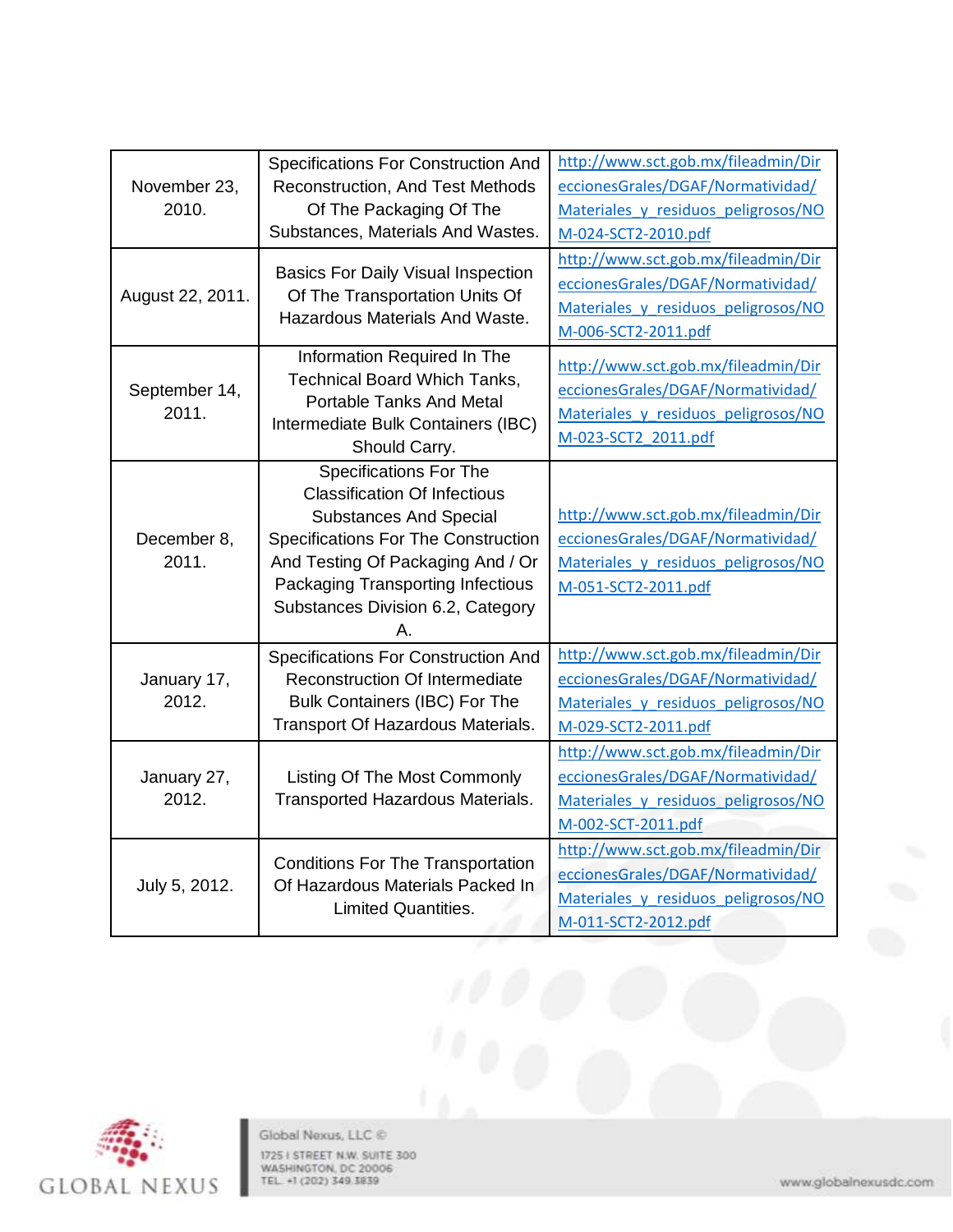| | | |
|---|---|---|
| November 23, 2010. | Specifications For Construction And Reconstruction, And Test Methods Of The Packaging Of The Substances, Materials And Wastes. | http://www.sct.gob.mx/fileadmin/DireccionesGrales/DGAF/Normatividad/Materiales_y_residuos_peligrosos/NOM-024-SCT2-2010.pdf |
| August 22, 2011. | Basics For Daily Visual Inspection Of The Transportation Units Of Hazardous Materials And Waste. | http://www.sct.gob.mx/fileadmin/DireccionesGrales/DGAF/Normatividad/Materiales_y_residuos_peligrosos/NOM-006-SCT2-2011.pdf |
| September 14, 2011. | Information Required In The Technical Board Which Tanks, Portable Tanks And Metal Intermediate Bulk Containers (IBC) Should Carry. | http://www.sct.gob.mx/fileadmin/DireccionesGrales/DGAF/Normatividad/Materiales_y_residuos_peligrosos/NOM-023-SCT2_2011.pdf |
| December 8, 2011. | Specifications For The Classification Of Infectious Substances And Special Specifications For The Construction And Testing Of Packaging And / Or Packaging Transporting Infectious Substances Division 6.2, Category A. | http://www.sct.gob.mx/fileadmin/DireccionesGrales/DGAF/Normatividad/Materiales_y_residuos_peligrosos/NOM-051-SCT2-2011.pdf |
| January 17, 2012. | Specifications For Construction And Reconstruction Of Intermediate Bulk Containers (IBC) For The Transport Of Hazardous Materials. | http://www.sct.gob.mx/fileadmin/DireccionesGrales/DGAF/Normatividad/Materiales_y_residuos_peligrosos/NOM-029-SCT2-2011.pdf |
| January 27, 2012. | Listing Of The Most Commonly Transported Hazardous Materials. | http://www.sct.gob.mx/fileadmin/DireccionesGrales/DGAF/Normatividad/Materiales_y_residuos_peligrosos/NOM-002-SCT-2011.pdf |
| July 5, 2012. | Conditions For The Transportation Of Hazardous Materials Packed In Limited Quantities. | http://www.sct.gob.mx/fileadmin/DireccionesGrales/DGAF/Normatividad/Materiales_y_residuos_peligrosos/NOM-011-SCT2-2012.pdf |